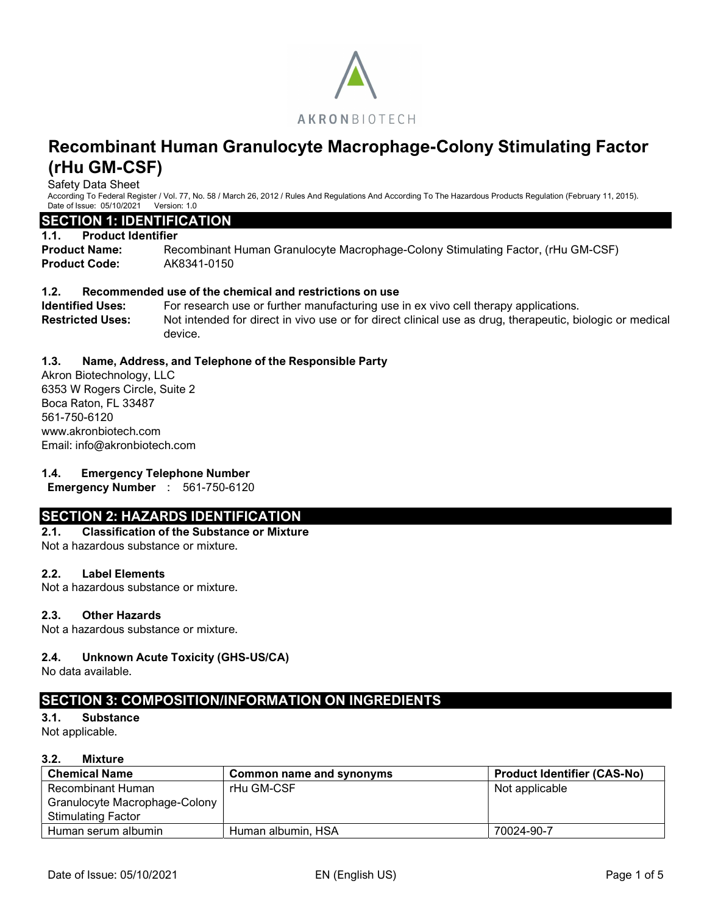AKRONBIOTECH

# Recombinant Human Granulocyte Macrophage-Colony Stimulating Factor (rHu GM-CSF)

Safety Data Sheet

According To Federal Register / Vol. 77, No. 58 / March 26, 2012 / Rules And Regulations And According To The Hazardous Products Regulation (February 11, 2015).

Date of Issue: 05/10/2021 Version: 1.0

## SECTION 1: IDENTIFICATION

### 1.1. Product Identifier

**Product Name:** Recombinant Human Granulocyte Macrophage-Colony Stimulating Factor, (rHu GM-CSF)

**Product Code:** AK8341-0150

### 1.2. Recommended use of the chemical and restrictions on use

**Identified Uses:** For research use or further manufacturing use in ex vivo cell therapy applications.

**Restricted Uses:** Not intended for direct in vivo use or for direct clinical use as drug, therapeutic, biologic or medical device.

### 1.3. Name, Address, and Telephone of the Responsible Party

Akron Biotechnology, LLC
6353 W Rogers Circle, Suite 2
Boca Raton, FL 33487
561-750-6120
www.akronbiotech.com
Email: info@akronbiotech.com

### 1.4. Emergency Telephone Number

**Emergency Number** : 561-750-6120

## SECTION 2: HAZARDS IDENTIFICATION

### 2.1. Classification of the Substance or Mixture

Not a hazardous substance or mixture.

### 2.2. Label Elements

Not a hazardous substance or mixture.

### 2.3. Other Hazards

Not a hazardous substance or mixture.

### 2.4. Unknown Acute Toxicity (GHS-US/CA)

No data available.

## SECTION 3: COMPOSITION/INFORMATION ON INGREDIENTS

### 3.1. Substance

Not applicable.

### 3.2. Mixture

| Chemical Name | Common name and synonyms | Product Identifier (CAS-No) |
|---|---|---|
| Recombinant Human Granulocyte Macrophage-Colony Stimulating Factor | rHu GM-CSF | Not applicable |
| Human serum albumin | Human albumin, HSA | 70024-90-7 |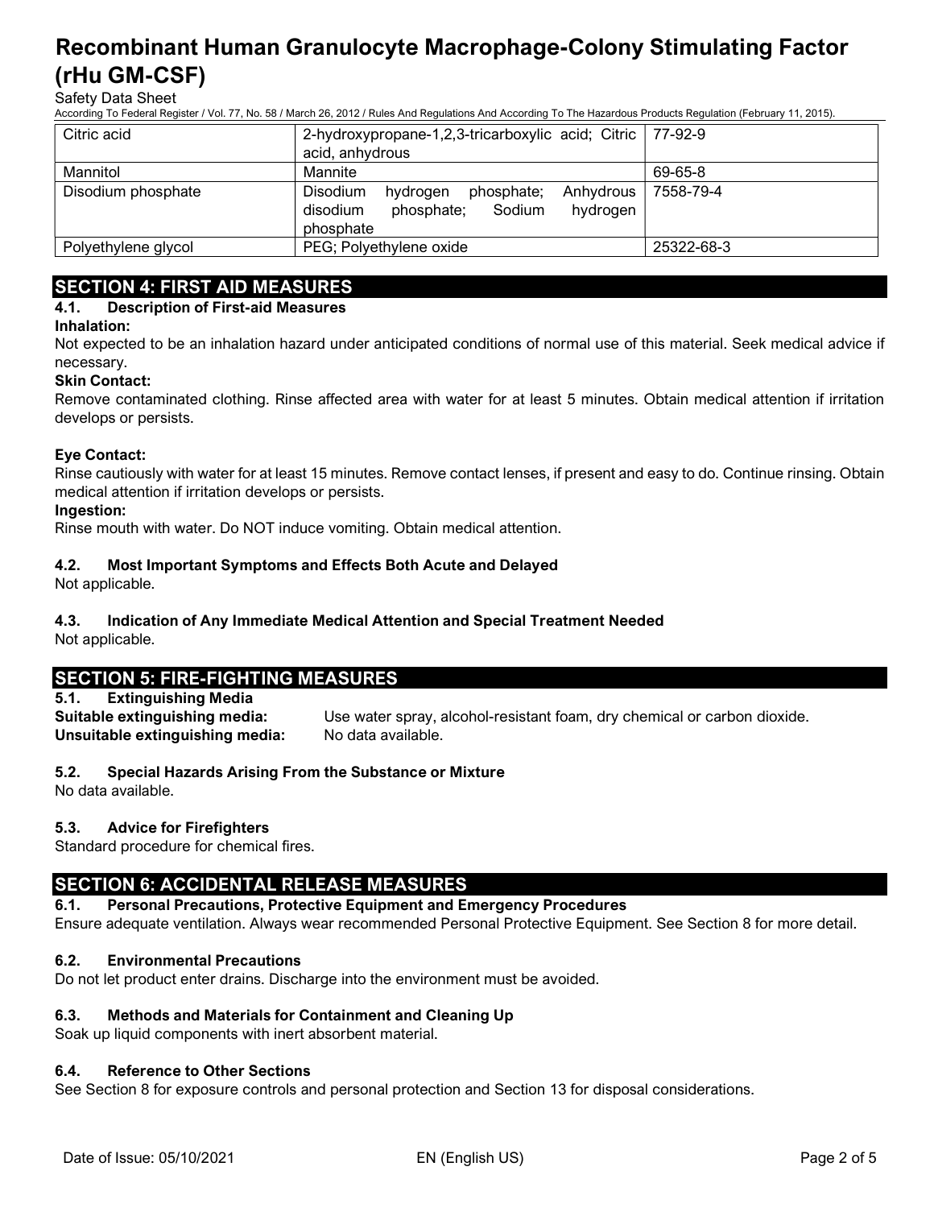| Citric acid | 2-hydroxypropane-1,2,3-tricarboxylic acid; Citric acid, anhydrous | 77-92-9 |
|---|---|---|
| Mannitol | Mannite | 69-65-8 |
| Disodium phosphate | Disodium hydrogen phosphate; Anhydrous disodium phosphate; Sodium hydrogen phosphate | 7558-79-4 |
| Polyethylene glycol | PEG; Polyethylene oxide | 25322-68-3 |

## SECTION 4: FIRST AID MEASURES

### 4.1. Description of First-aid Measures

**Inhalation:**
Not expected to be an inhalation hazard under anticipated conditions of normal use of this material. Seek medical advice if necessary.

**Skin Contact:**
Remove contaminated clothing. Rinse affected area with water for at least 5 minutes. Obtain medical attention if irritation develops or persists.

**Eye Contact:**
Rinse cautiously with water for at least 15 minutes. Remove contact lenses, if present and easy to do. Continue rinsing. Obtain medical attention if irritation develops or persists.

**Ingestion:**
Rinse mouth with water. Do NOT induce vomiting. Obtain medical attention.

### 4.2. Most Important Symptoms and Effects Both Acute and Delayed

Not applicable.

### 4.3. Indication of Any Immediate Medical Attention and Special Treatment Needed

Not applicable.

## SECTION 5: FIRE-FIGHTING MEASURES

### 5.1. Extinguishing Media

**Suitable extinguishing media:** Use water spray, alcohol-resistant foam, dry chemical or carbon dioxide.
**Unsuitable extinguishing media:** No data available.

### 5.2. Special Hazards Arising From the Substance or Mixture

No data available.

### 5.3. Advice for Firefighters

Standard procedure for chemical fires.

## SECTION 6: ACCIDENTAL RELEASE MEASURES

### 6.1. Personal Precautions, Protective Equipment and Emergency Procedures

Ensure adequate ventilation. Always wear recommended Personal Protective Equipment. See Section 8 for more detail.

### 6.2. Environmental Precautions

Do not let product enter drains. Discharge into the environment must be avoided.

### 6.3. Methods and Materials for Containment and Cleaning Up

Soak up liquid components with inert absorbent material.

### 6.4. Reference to Other Sections

See Section 8 for exposure controls and personal protection and Section 13 for disposal considerations.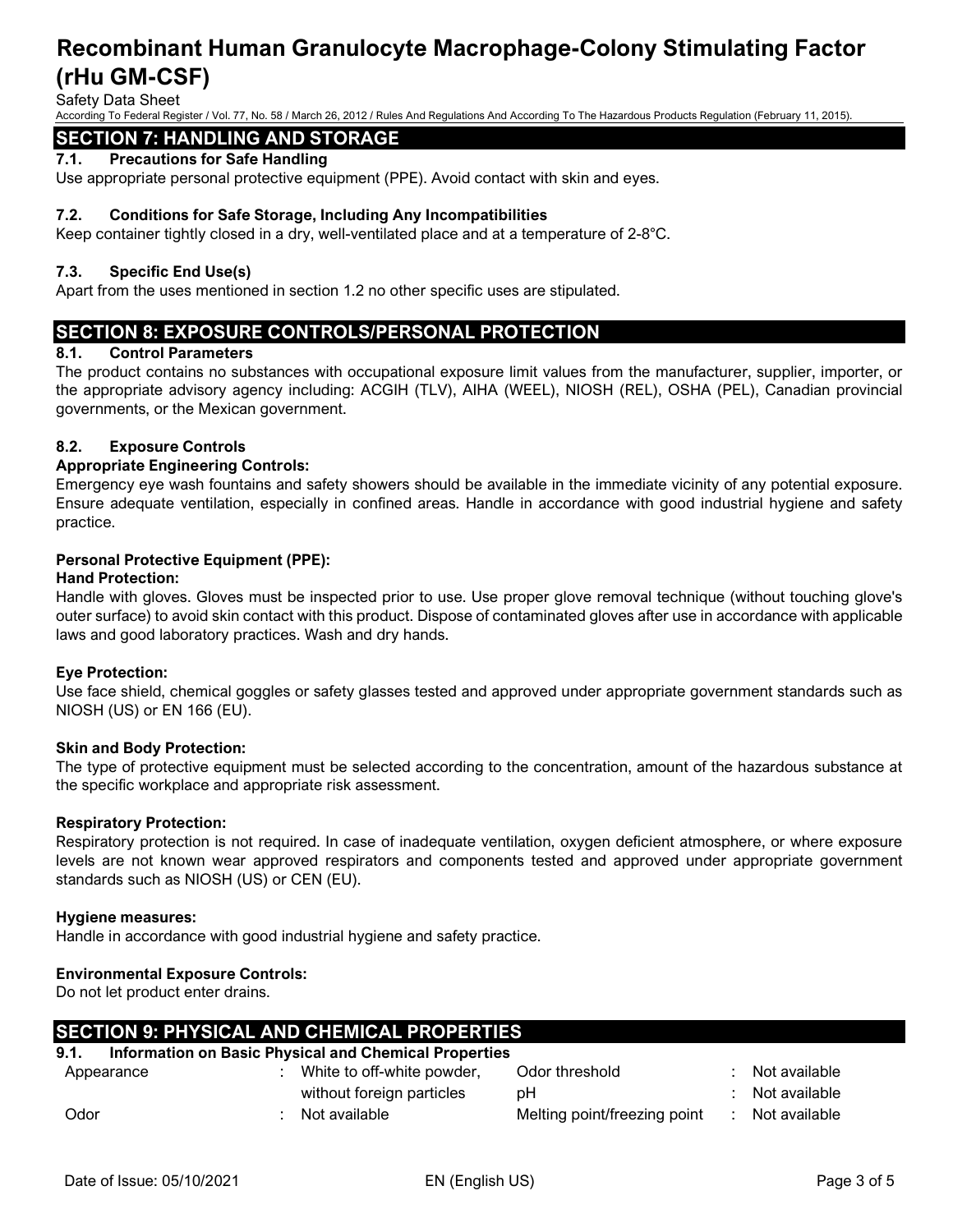## SECTION 7: HANDLING AND STORAGE

### 7.1. Precautions for Safe Handling

Use appropriate personal protective equipment (PPE). Avoid contact with skin and eyes.

### 7.2. Conditions for Safe Storage, Including Any Incompatibilities

Keep container tightly closed in a dry, well-ventilated place and at a temperature of 2-8°C.

### 7.3. Specific End Use(s)

Apart from the uses mentioned in section 1.2 no other specific uses are stipulated.

## SECTION 8: EXPOSURE CONTROLS/PERSONAL PROTECTION

### 8.1. Control Parameters

The product contains no substances with occupational exposure limit values from the manufacturer, supplier, importer, or the appropriate advisory agency including: ACGIH (TLV), AIHA (WEEL), NIOSH (REL), OSHA (PEL), Canadian provincial governments, or the Mexican government.

### 8.2. Exposure Controls

**Appropriate Engineering Controls:**

Emergency eye wash fountains and safety showers should be available in the immediate vicinity of any potential exposure. Ensure adequate ventilation, especially in confined areas. Handle in accordance with good industrial hygiene and safety practice.

**Personal Protective Equipment (PPE):**

**Hand Protection:**

Handle with gloves. Gloves must be inspected prior to use. Use proper glove removal technique (without touching glove's outer surface) to avoid skin contact with this product. Dispose of contaminated gloves after use in accordance with applicable laws and good laboratory practices. Wash and dry hands.

**Eye Protection:**

Use face shield, chemical goggles or safety glasses tested and approved under appropriate government standards such as NIOSH (US) or EN 166 (EU).

**Skin and Body Protection:**

The type of protective equipment must be selected according to the concentration, amount of the hazardous substance at the specific workplace and appropriate risk assessment.

**Respiratory Protection:**

Respiratory protection is not required. In case of inadequate ventilation, oxygen deficient atmosphere, or where exposure levels are not known wear approved respirators and components tested and approved under appropriate government standards such as NIOSH (US) or CEN (EU).

**Hygiene measures:**

Handle in accordance with good industrial hygiene and safety practice.

**Environmental Exposure Controls:**

Do not let product enter drains.

## SECTION 9: PHYSICAL AND CHEMICAL PROPERTIES

### 9.1. Information on Basic Physical and Chemical Properties

| Property | | Value |
|---|---|---|
| Appearance | : | White to off-white powder, without foreign particles |
| Odor | : | Not available |
| Odor threshold | : | Not available |
| pH | : | Not available |
| Melting point/freezing point | : | Not available |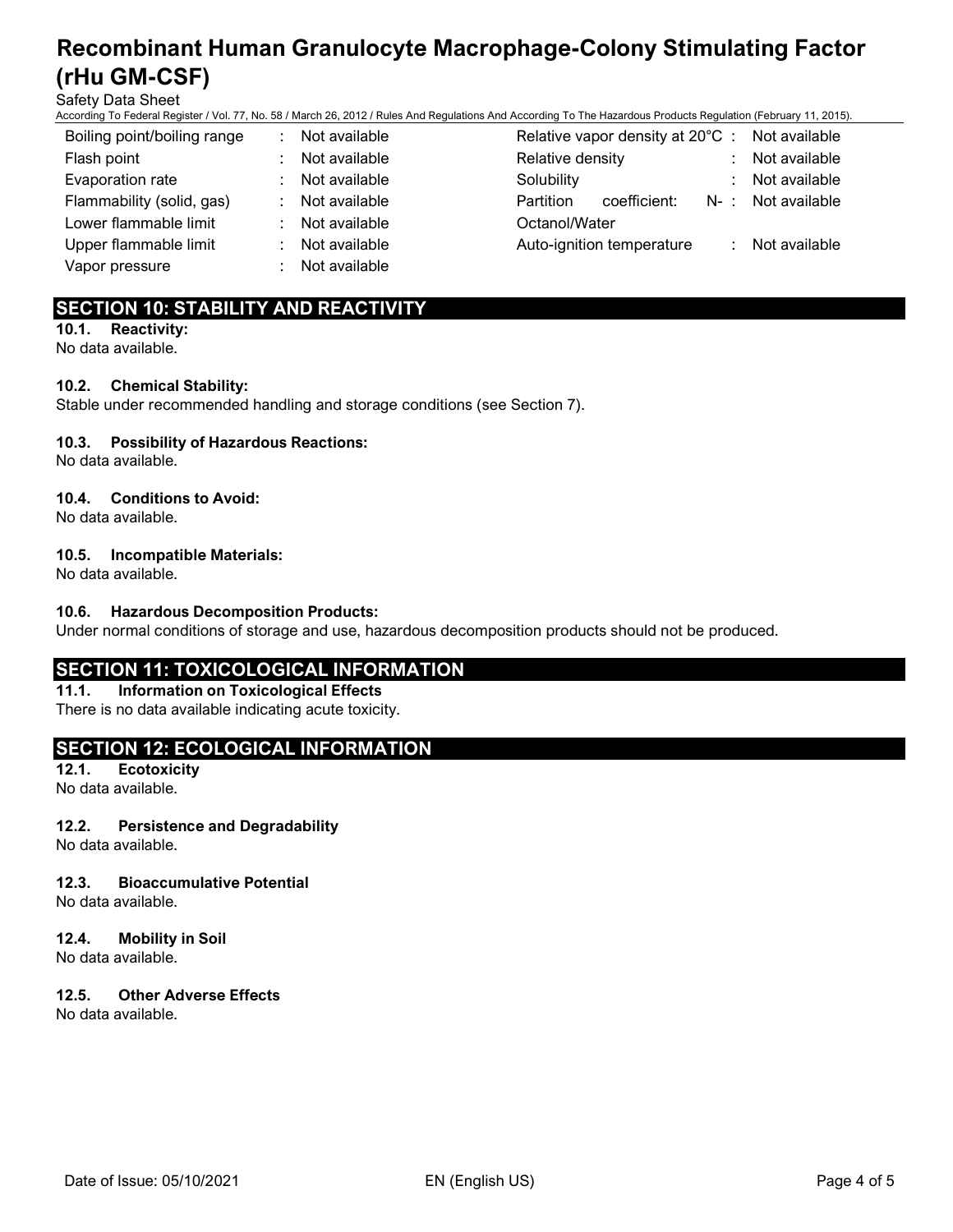| Property | | Value |
|---|---|---|
| Boiling point/boiling range | : | Not available |
| Flash point | : | Not available |
| Evaporation rate | : | Not available |
| Flammability (solid, gas) | : | Not available |
| Lower flammable limit | : | Not available |
| Upper flammable limit | : | Not available |
| Vapor pressure | : | Not available |
| Relative vapor density at 20°C | : | Not available |
| Relative density | : | Not available |
| Solubility | : | Not available |
| Partition coefficient: N-Octanol/Water | : | Not available |
| Auto-ignition temperature | : | Not available |

## SECTION 10: STABILITY AND REACTIVITY

**10.1. Reactivity:**
No data available.

**10.2. Chemical Stability:**
Stable under recommended handling and storage conditions (see Section 7).

**10.3. Possibility of Hazardous Reactions:**
No data available.

**10.4. Conditions to Avoid:**
No data available.

**10.5. Incompatible Materials:**
No data available.

**10.6. Hazardous Decomposition Products:**
Under normal conditions of storage and use, hazardous decomposition products should not be produced.

## SECTION 11: TOXICOLOGICAL INFORMATION

**11.1. Information on Toxicological Effects**
There is no data available indicating acute toxicity.

## SECTION 12: ECOLOGICAL INFORMATION

**12.1. Ecotoxicity**
No data available.

**12.2. Persistence and Degradability**
No data available.

**12.3. Bioaccumulative Potential**
No data available.

**12.4. Mobility in Soil**
No data available.

**12.5. Other Adverse Effects**
No data available.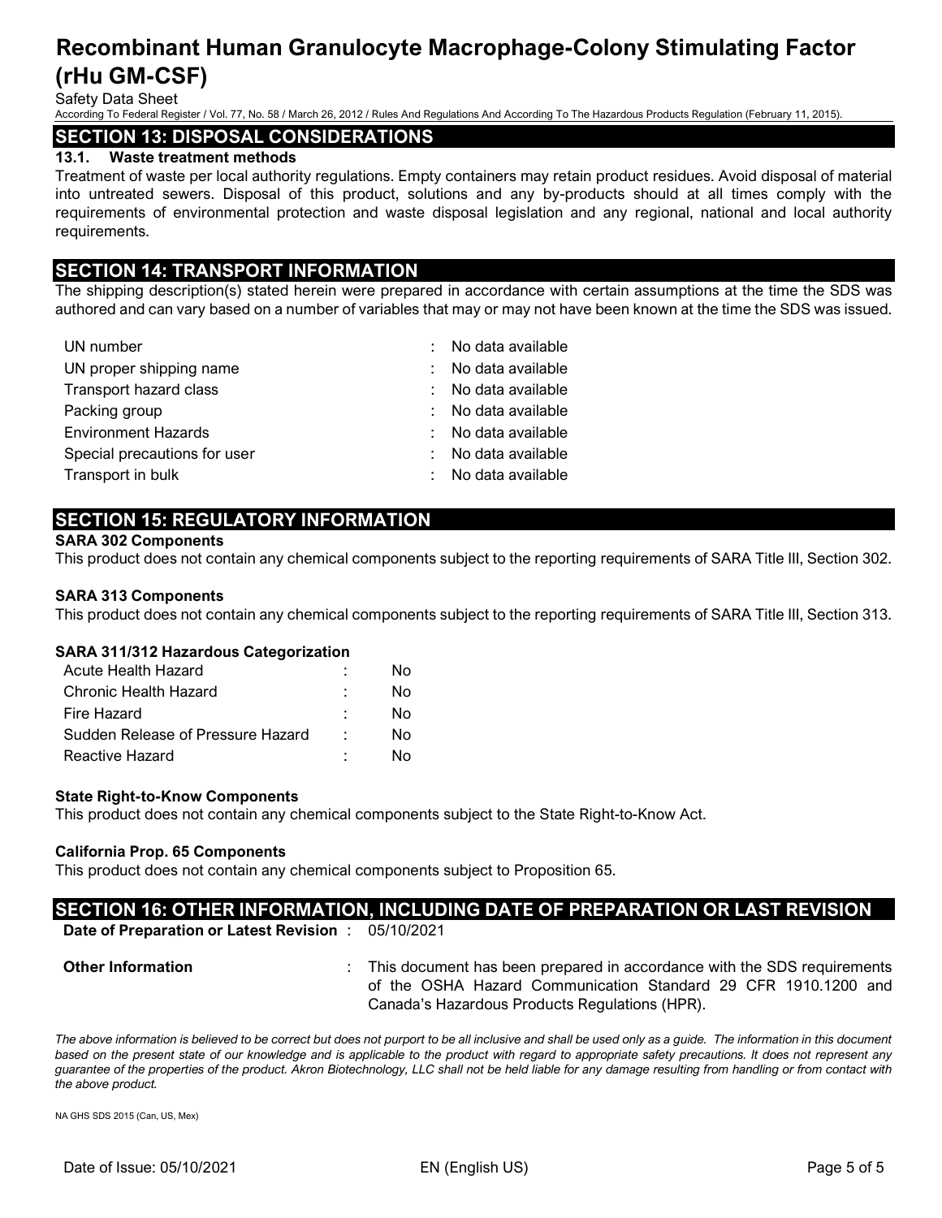## SECTION 13: DISPOSAL CONSIDERATIONS

### 13.1. Waste treatment methods

Treatment of waste per local authority regulations. Empty containers may retain product residues. Avoid disposal of material into untreated sewers. Disposal of this product, solutions and any by-products should at all times comply with the requirements of environmental protection and waste disposal legislation and any regional, national and local authority requirements.

## SECTION 14: TRANSPORT INFORMATION

The shipping description(s) stated herein were prepared in accordance with certain assumptions at the time the SDS was authored and can vary based on a number of variables that may or may not have been known at the time the SDS was issued.

| | |
|---|---|
| UN number | : No data available |
| UN proper shipping name | : No data available |
| Transport hazard class | : No data available |
| Packing group | : No data available |
| Environment Hazards | : No data available |
| Special precautions for user | : No data available |
| Transport in bulk | : No data available |

## SECTION 15: REGULATORY INFORMATION

**SARA 302 Components**

This product does not contain any chemical components subject to the reporting requirements of SARA Title III, Section 302.

**SARA 313 Components**

This product does not contain any chemical components subject to the reporting requirements of SARA Title III, Section 313.

**SARA 311/312 Hazardous Categorization**

| | |
|---|---|
| Acute Health Hazard | : No |
| Chronic Health Hazard | : No |
| Fire Hazard | : No |
| Sudden Release of Pressure Hazard | : No |
| Reactive Hazard | : No |

**State Right-to-Know Components**

This product does not contain any chemical components subject to the State Right-to-Know Act.

**California Prop. 65 Components**

This product does not contain any chemical components subject to Proposition 65.

## SECTION 16: OTHER INFORMATION, INCLUDING DATE OF PREPARATION OR LAST REVISION

**Date of Preparation or Latest Revision** : 05/10/2021

**Other Information** : This document has been prepared in accordance with the SDS requirements of the OSHA Hazard Communication Standard 29 CFR 1910.1200 and Canada's Hazardous Products Regulations (HPR).

*The above information is believed to be correct but does not purport to be all inclusive and shall be used only as a guide. The information in this document based on the present state of our knowledge and is applicable to the product with regard to appropriate safety precautions. It does not represent any guarantee of the properties of the product. Akron Biotechnology, LLC shall not be held liable for any damage resulting from handling or from contact with the above product.*

NA GHS SDS 2015 (Can, US, Mex)